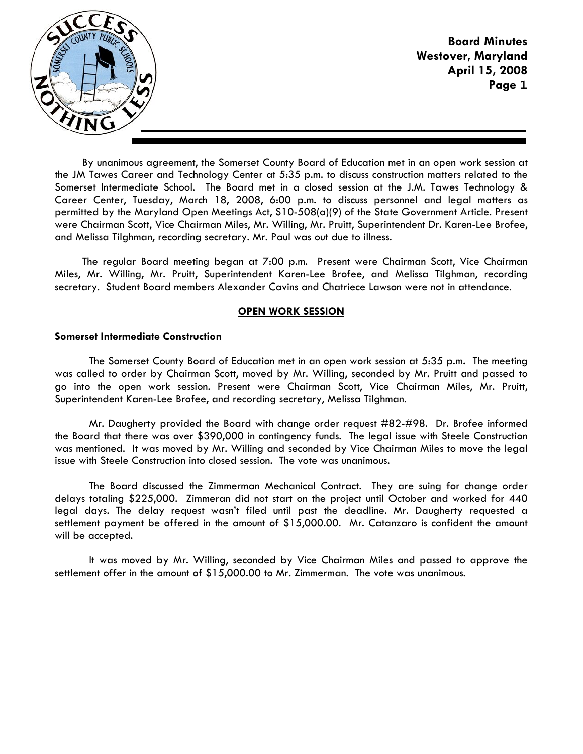By unanimous agreement, the Somerset County Board of Education met in an open work session at the JM Tawes Career and Technology Center at 5:35 p.m. to discuss construction matters related to the Somerset Intermediate School. The Board met in a closed session at the J.M. Tawes Technology & Career Center, Tuesday, March 18, 2008, 6:00 p.m. to discuss personnel and legal matters as permitted by the Maryland Open Meetings Act, S10-508(a)(9) of the State Government Article. Present were Chairman Scott, Vice Chairman Miles, Mr. Willing, Mr. Pruitt, Superintendent Dr. Karen-Lee Brofee, and Melissa Tilghman, recording secretary. Mr. Paul was out due to illness.

The regular Board meeting began at 7:00 p.m. Present were Chairman Scott, Vice Chairman Miles, Mr. Willing, Mr. Pruitt, Superintendent Karen-Lee Brofee, and Melissa Tilghman, recording secretary. Student Board members Alexander Cavins and Chatriece Lawson were not in attendance.

## OPEN WORK SESSION

### Somerset Intermediate Construction

The Somerset County Board of Education met in an open work session at 5:35 p.m. The meeting was called to order by Chairman Scott, moved by Mr. Willing, seconded by Mr. Pruitt and passed to go into the open work session. Present were Chairman Scott, Vice Chairman Miles, Mr. Pruitt, Superintendent Karen-Lee Brofee, and recording secretary, Melissa Tilghman.

Mr. Daugherty provided the Board with change order request #82-#98. Dr. Brofee informed the Board that there was over $390,000 in contingency funds. The legal issue with Steele Construction was mentioned. It was moved by Mr. Willing and seconded by Vice Chairman Miles to move the legal issue with Steele Construction into closed session. The vote was unanimous.

The Board discussed the Zimmerman Mechanical Contract. They are suing for change order delays totaling $225,000. Zimmeran did not start on the project until October and worked for 440 legal days. The delay request wasn't filed until past the deadline. Mr. Daugherty requested a settlement payment be offered in the amount of $15,000.00. Mr. Catanzaro is confident the amount will be accepted.

It was moved by Mr. Willing, seconded by Vice Chairman Miles and passed to approve the settlement offer in the amount of $15,000.00 to Mr. Zimmerman. The vote was unanimous.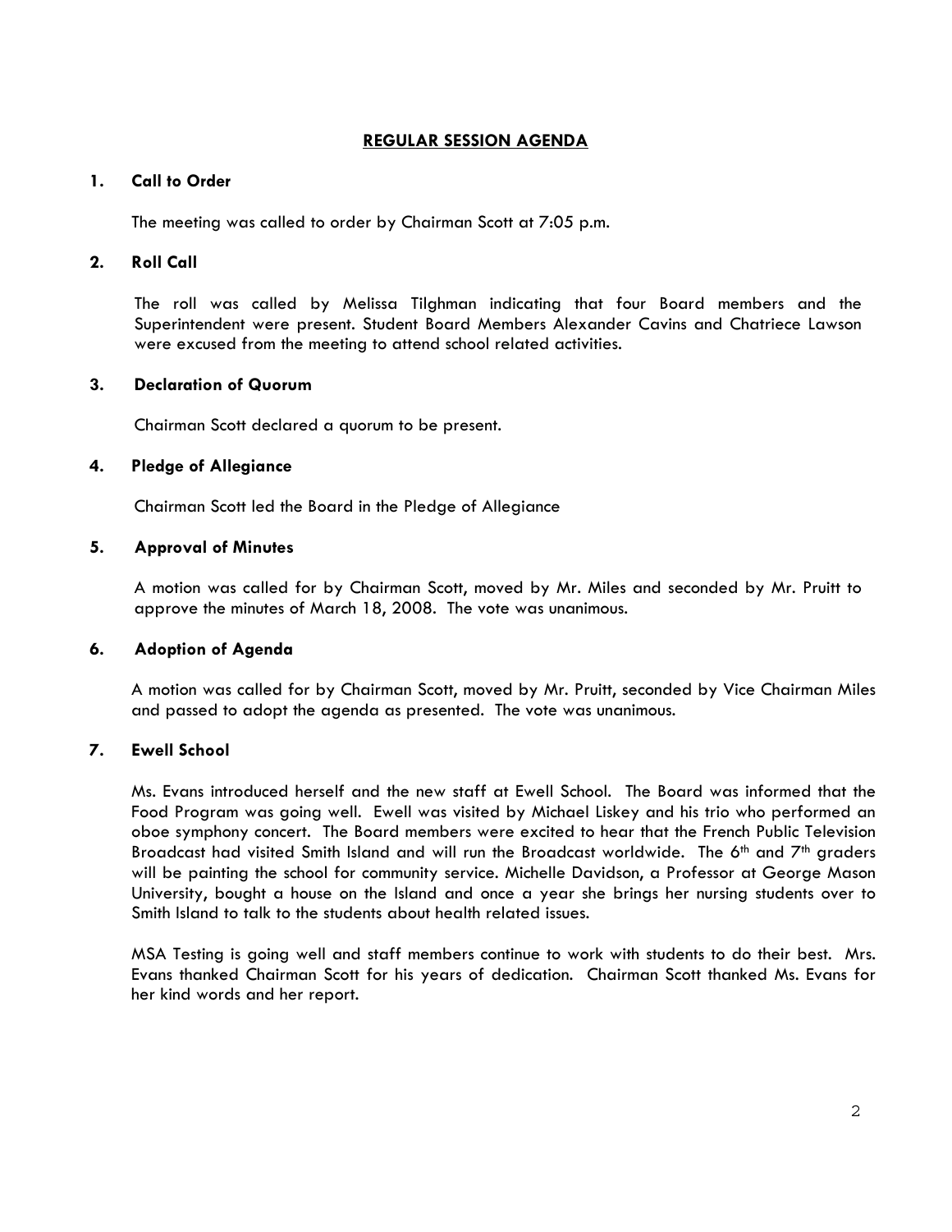## REGULAR SESSION AGENDA

### 1. Call to Order

The meeting was called to order by Chairman Scott at 7:05 p.m.

### 2. Roll Call

The roll was called by Melissa Tilghman indicating that four Board members and the Superintendent were present. Student Board Members Alexander Cavins and Chatriece Lawson were excused from the meeting to attend school related activities.

### 3. Declaration of Quorum

Chairman Scott declared a quorum to be present.

### 4. Pledge of Allegiance

Chairman Scott led the Board in the Pledge of Allegiance

### 5. Approval of Minutes

A motion was called for by Chairman Scott, moved by Mr. Miles and seconded by Mr. Pruitt to approve the minutes of March 18, 2008. The vote was unanimous.

### 6. Adoption of Agenda

A motion was called for by Chairman Scott, moved by Mr. Pruitt, seconded by Vice Chairman Miles and passed to adopt the agenda as presented. The vote was unanimous.

### 7. Ewell School

Ms. Evans introduced herself and the new staff at Ewell School. The Board was informed that the Food Program was going well. Ewell was visited by Michael Liskey and his trio who performed an oboe symphony concert. The Board members were excited to hear that the French Public Television Broadcast had visited Smith Island and will run the Broadcast worldwide. The 6th and 7th graders will be painting the school for community service. Michelle Davidson, a Professor at George Mason University, bought a house on the Island and once a year she brings her nursing students over to Smith Island to talk to the students about health related issues.

MSA Testing is going well and staff members continue to work with students to do their best. Mrs. Evans thanked Chairman Scott for his years of dedication. Chairman Scott thanked Ms. Evans for her kind words and her report.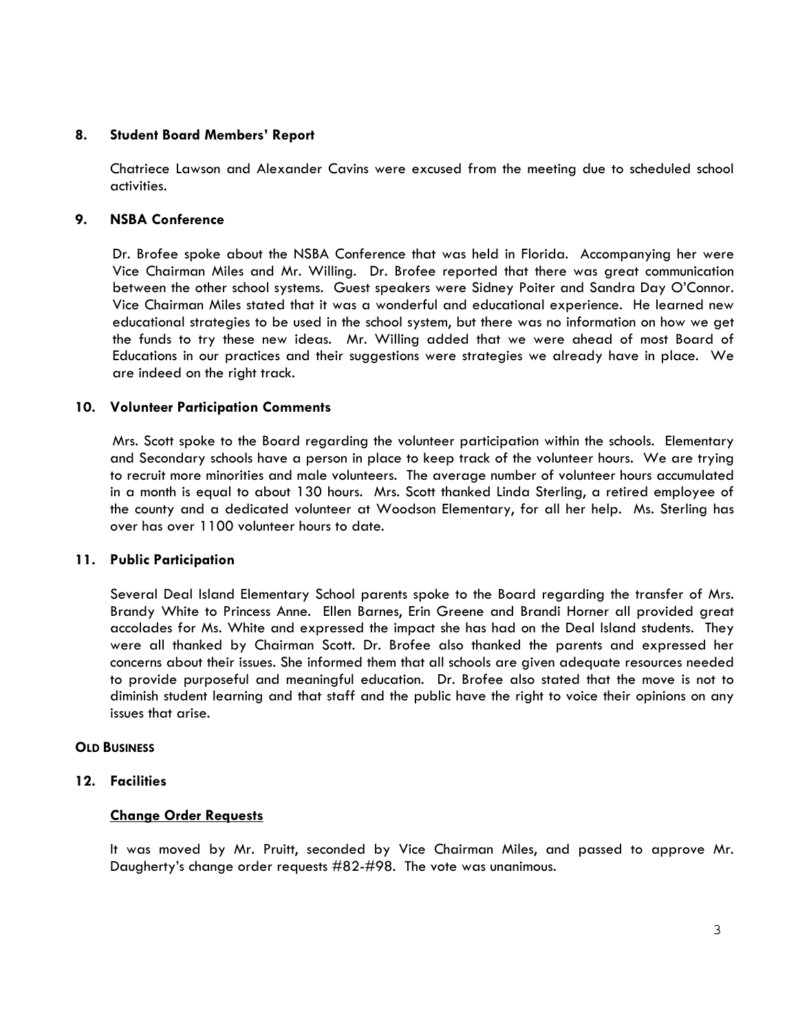## 8. Student Board Members' Report

Chatriece Lawson and Alexander Cavins were excused from the meeting due to scheduled school activities.

## 9. NSBA Conference

Dr. Brofee spoke about the NSBA Conference that was held in Florida. Accompanying her were Vice Chairman Miles and Mr. Willing. Dr. Brofee reported that there was great communication between the other school systems. Guest speakers were Sidney Poiter and Sandra Day O'Connor. Vice Chairman Miles stated that it was a wonderful and educational experience. He learned new educational strategies to be used in the school system, but there was no information on how we get the funds to try these new ideas. Mr. Willing added that we were ahead of most Board of Educations in our practices and their suggestions were strategies we already have in place. We are indeed on the right track.

## 10. Volunteer Participation Comments

Mrs. Scott spoke to the Board regarding the volunteer participation within the schools. Elementary and Secondary schools have a person in place to keep track of the volunteer hours. We are trying to recruit more minorities and male volunteers. The average number of volunteer hours accumulated in a month is equal to about 130 hours. Mrs. Scott thanked Linda Sterling, a retired employee of the county and a dedicated volunteer at Woodson Elementary, for all her help. Ms. Sterling has over has over 1100 volunteer hours to date.

## 11. Public Participation

Several Deal Island Elementary School parents spoke to the Board regarding the transfer of Mrs. Brandy White to Princess Anne. Ellen Barnes, Erin Greene and Brandi Horner all provided great accolades for Ms. White and expressed the impact she has had on the Deal Island students. They were all thanked by Chairman Scott. Dr. Brofee also thanked the parents and expressed her concerns about their issues. She informed them that all schools are given adequate resources needed to provide purposeful and meaningful education. Dr. Brofee also stated that the move is not to diminish student learning and that staff and the public have the right to voice their opinions on any issues that arise.

**OLD BUSINESS**

## 12. Facilities

**Change Order Requests**

It was moved by Mr. Pruitt, seconded by Vice Chairman Miles, and passed to approve Mr. Daugherty's change order requests #82-#98. The vote was unanimous.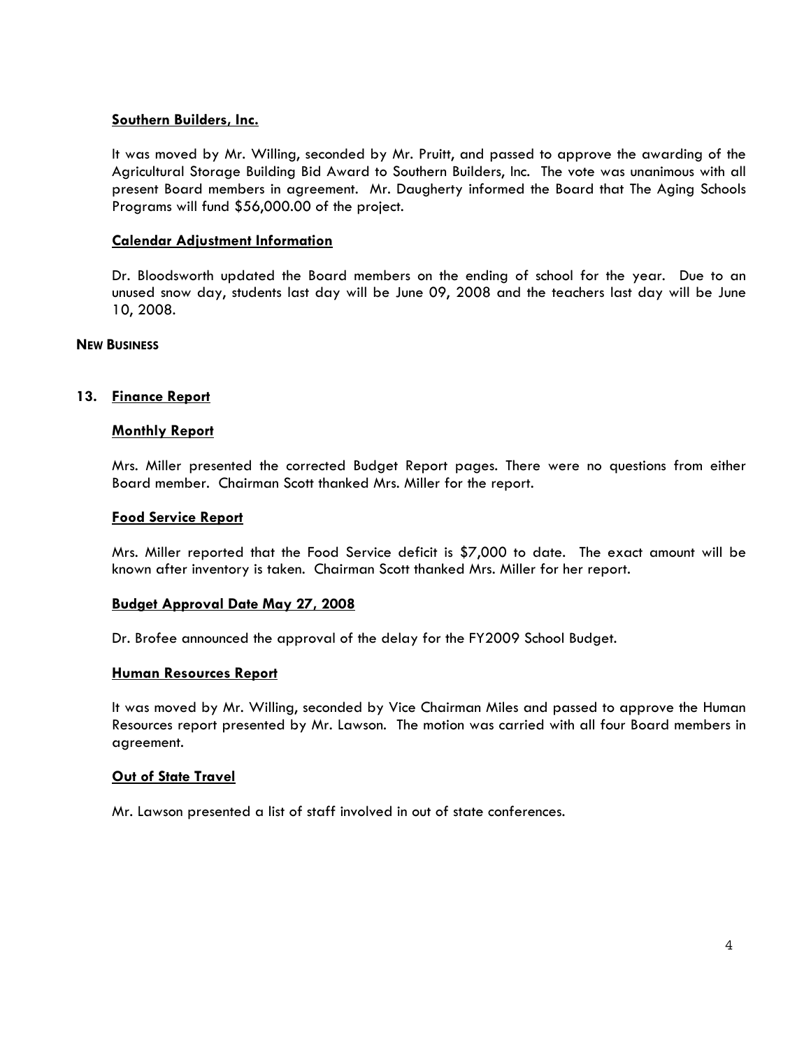**Southern Builders, Inc.**

It was moved by Mr. Willing, seconded by Mr. Pruitt, and passed to approve the awarding of the Agricultural Storage Building Bid Award to Southern Builders, Inc. The vote was unanimous with all present Board members in agreement. Mr. Daugherty informed the Board that The Aging Schools Programs will fund $56,000.00 of the project.

**Calendar Adjustment Information**

Dr. Bloodsworth updated the Board members on the ending of school for the year. Due to an unused snow day, students last day will be June 09, 2008 and the teachers last day will be June 10, 2008.

**NEW BUSINESS**

**13. Finance Report**

**Monthly Report**

Mrs. Miller presented the corrected Budget Report pages. There were no questions from either Board member. Chairman Scott thanked Mrs. Miller for the report.

**Food Service Report**

Mrs. Miller reported that the Food Service deficit is $7,000 to date. The exact amount will be known after inventory is taken. Chairman Scott thanked Mrs. Miller for her report.

**Budget Approval Date May 27, 2008**

Dr. Brofee announced the approval of the delay for the FY2009 School Budget.

**Human Resources Report**

It was moved by Mr. Willing, seconded by Vice Chairman Miles and passed to approve the Human Resources report presented by Mr. Lawson. The motion was carried with all four Board members in agreement.

**Out of State Travel**

Mr. Lawson presented a list of staff involved in out of state conferences.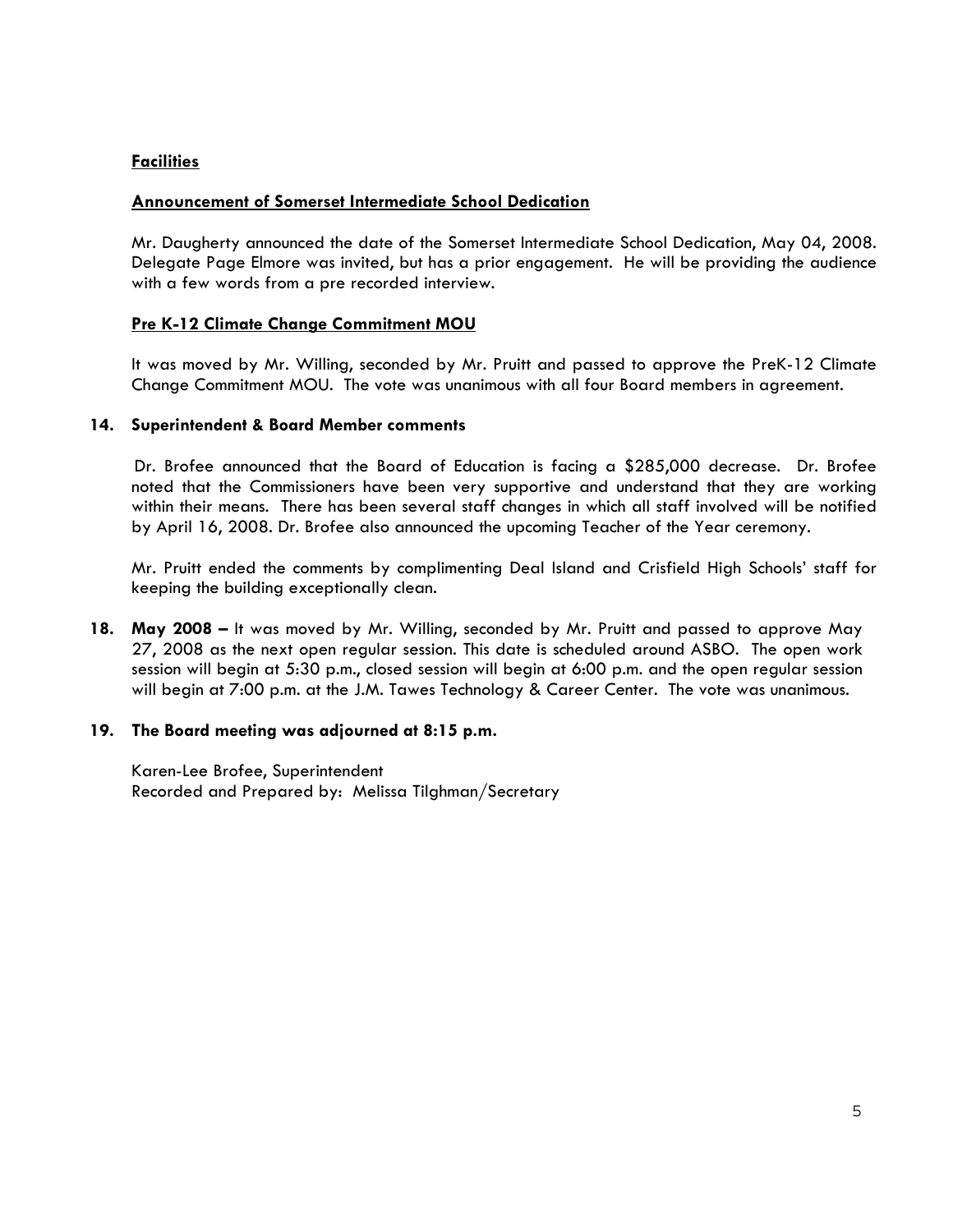**Facilities**

**Announcement of Somerset Intermediate School Dedication**

Mr. Daugherty announced the date of the Somerset Intermediate School Dedication, May 04, 2008. Delegate Page Elmore was invited, but has a prior engagement. He will be providing the audience with a few words from a pre recorded interview.

**Pre K-12 Climate Change Commitment MOU**

It was moved by Mr. Willing, seconded by Mr. Pruitt and passed to approve the PreK-12 Climate Change Commitment MOU. The vote was unanimous with all four Board members in agreement.

**14. Superintendent & Board Member comments**

Dr. Brofee announced that the Board of Education is facing a $285,000 decrease. Dr. Brofee noted that the Commissioners have been very supportive and understand that they are working within their means. There has been several staff changes in which all staff involved will be notified by April 16, 2008. Dr. Brofee also announced the upcoming Teacher of the Year ceremony.

Mr. Pruitt ended the comments by complimenting Deal Island and Crisfield High Schools' staff for keeping the building exceptionally clean.

**18. May 2008 –** It was moved by Mr. Willing, seconded by Mr. Pruitt and passed to approve May 27, 2008 as the next open regular session. This date is scheduled around ASBO. The open work session will begin at 5:30 p.m., closed session will begin at 6:00 p.m. and the open regular session will begin at 7:00 p.m. at the J.M. Tawes Technology & Career Center. The vote was unanimous.

**19. The Board meeting was adjourned at 8:15 p.m.**

Karen-Lee Brofee, Superintendent
Recorded and Prepared by: Melissa Tilghman/Secretary